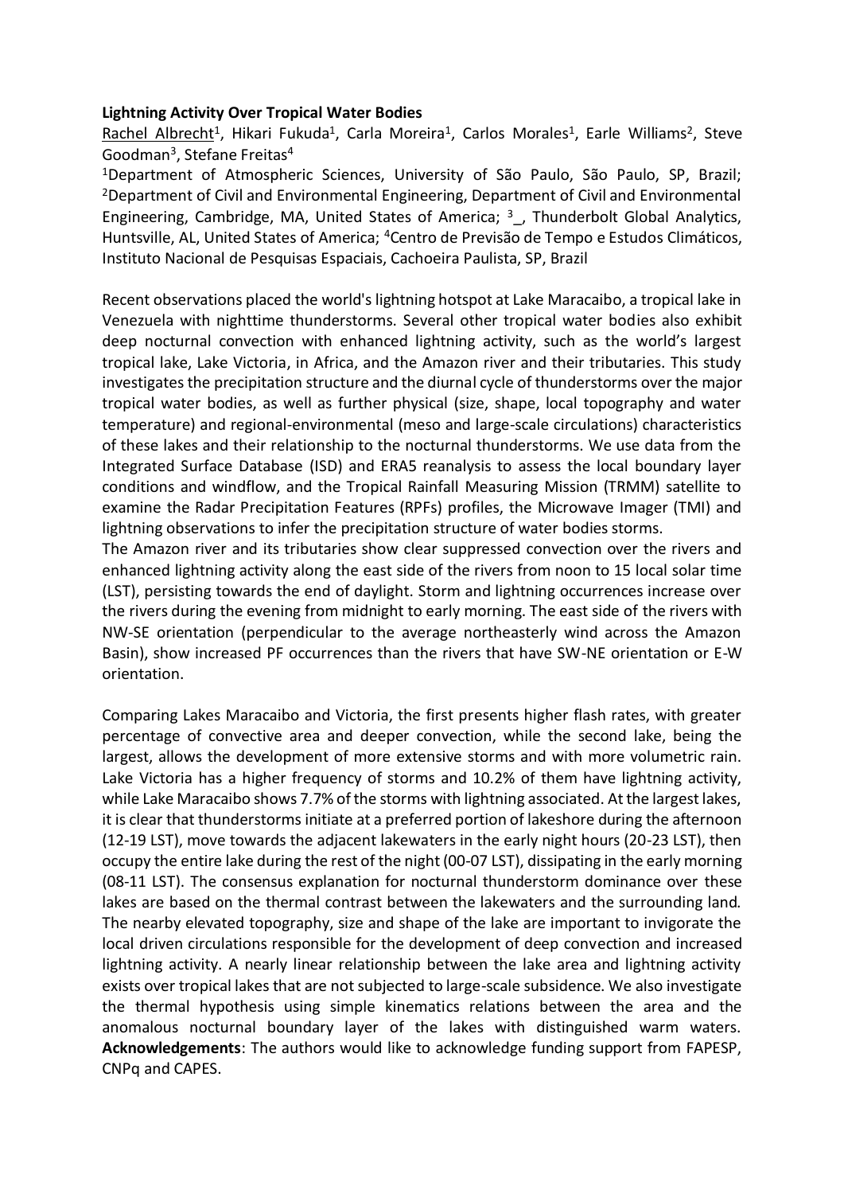**Lightning Activity Over Tropical Water Bodies**

Rachel Albrecht[1], Hikari Fukuda[1], Carla Moreira[1], Carlos Morales[1], Earle Williams[2], Steve Goodman[3], Stefane Freitas[4]

[1]Department of Atmospheric Sciences, University of São Paulo, São Paulo, SP, Brazil; [2]Department of Civil and Environmental Engineering, Department of Civil and Environmental Engineering, Cambridge, MA, United States of America; [3]_, Thunderbolt Global Analytics, Huntsville, AL, United States of America; [4]Centro de Previsão de Tempo e Estudos Climáticos, Instituto Nacional de Pesquisas Espaciais, Cachoeira Paulista, SP, Brazil

Recent observations placed the world's lightning hotspot at Lake Maracaibo, a tropical lake in Venezuela with nighttime thunderstorms. Several other tropical water bodies also exhibit deep nocturnal convection with enhanced lightning activity, such as the world's largest tropical lake, Lake Victoria, in Africa, and the Amazon river and their tributaries. This study investigates the precipitation structure and the diurnal cycle of thunderstorms over the major tropical water bodies, as well as further physical (size, shape, local topography and water temperature) and regional-environmental (meso and large-scale circulations) characteristics of these lakes and their relationship to the nocturnal thunderstorms. We use data from the Integrated Surface Database (ISD) and ERA5 reanalysis to assess the local boundary layer conditions and windflow, and the Tropical Rainfall Measuring Mission (TRMM) satellite to examine the Radar Precipitation Features (RPFs) profiles, the Microwave Imager (TMI) and lightning observations to infer the precipitation structure of water bodies storms.

The Amazon river and its tributaries show clear suppressed convection over the rivers and enhanced lightning activity along the east side of the rivers from noon to 15 local solar time (LST), persisting towards the end of daylight. Storm and lightning occurrences increase over the rivers during the evening from midnight to early morning. The east side of the rivers with NW-SE orientation (perpendicular to the average northeasterly wind across the Amazon Basin), show increased PF occurrences than the rivers that have SW-NE orientation or E-W orientation.

Comparing Lakes Maracaibo and Victoria, the first presents higher flash rates, with greater percentage of convective area and deeper convection, while the second lake, being the largest, allows the development of more extensive storms and with more volumetric rain. Lake Victoria has a higher frequency of storms and 10.2% of them have lightning activity, while Lake Maracaibo shows 7.7% of the storms with lightning associated. At the largest lakes, it is clear that thunderstorms initiate at a preferred portion of lakeshore during the afternoon (12-19 LST), move towards the adjacent lakewaters in the early night hours (20-23 LST), then occupy the entire lake during the rest of the night (00-07 LST), dissipating in the early morning (08-11 LST). The consensus explanation for nocturnal thunderstorm dominance over these lakes are based on the thermal contrast between the lakewaters and the surrounding land. The nearby elevated topography, size and shape of the lake are important to invigorate the local driven circulations responsible for the development of deep convection and increased lightning activity. A nearly linear relationship between the lake area and lightning activity exists over tropical lakes that are not subjected to large-scale subsidence. We also investigate the thermal hypothesis using simple kinematics relations between the area and the anomalous nocturnal boundary layer of the lakes with distinguished warm waters.
**Acknowledgements**: The authors would like to acknowledge funding support from FAPESP, CNPq and CAPES.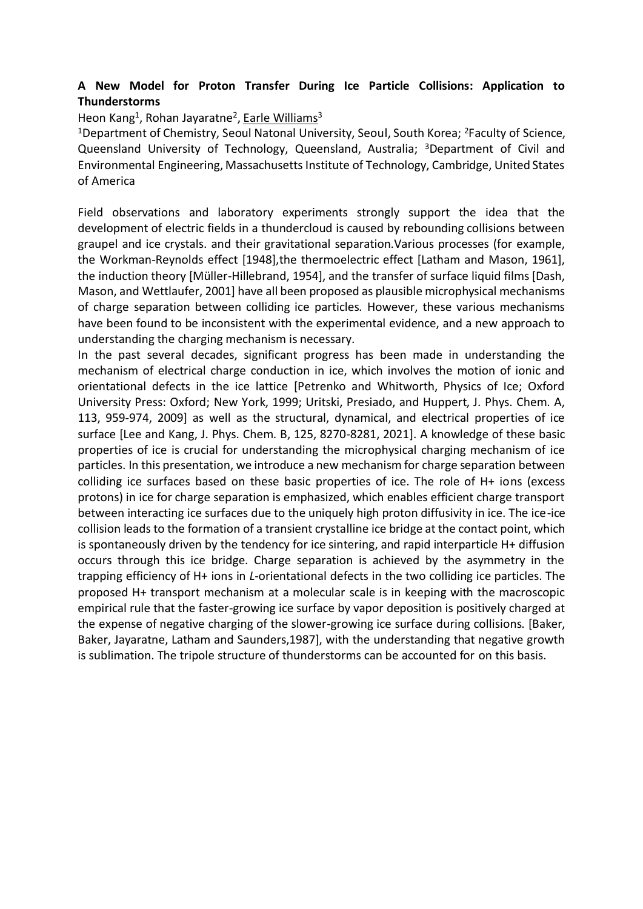**A New Model for Proton Transfer During Ice Particle Collisions: Application to Thunderstorms**

Heon Kang[1], Rohan Jayaratne[2], Earle Williams[3]

[1]Department of Chemistry, Seoul Natonal University, Seoul, South Korea; [2]Faculty of Science, Queensland University of Technology, Queensland, Australia; [3]Department of Civil and Environmental Engineering, Massachusetts Institute of Technology, Cambridge, United States of America

Field observations and laboratory experiments strongly support the idea that the development of electric fields in a thundercloud is caused by rebounding collisions between graupel and ice crystals. and their gravitational separation.Various processes (for example, the Workman-Reynolds effect [1948],the thermoelectric effect [Latham and Mason, 1961], the induction theory [Müller-Hillebrand, 1954], and the transfer of surface liquid films [Dash, Mason, and Wettlaufer, 2001] have all been proposed as plausible microphysical mechanisms of charge separation between colliding ice particles. However, these various mechanisms have been found to be inconsistent with the experimental evidence, and a new approach to understanding the charging mechanism is necessary.

In the past several decades, significant progress has been made in understanding the mechanism of electrical charge conduction in ice, which involves the motion of ionic and orientational defects in the ice lattice [Petrenko and Whitworth, Physics of Ice; Oxford University Press: Oxford; New York, 1999; Uritski, Presiado, and Huppert, J. Phys. Chem. A, 113, 959-974, 2009] as well as the structural, dynamical, and electrical properties of ice surface [Lee and Kang, J. Phys. Chem. B, 125, 8270-8281, 2021]. A knowledge of these basic properties of ice is crucial for understanding the microphysical charging mechanism of ice particles. In this presentation, we introduce a new mechanism for charge separation between colliding ice surfaces based on these basic properties of ice. The role of H+ ions (excess protons) in ice for charge separation is emphasized, which enables efficient charge transport between interacting ice surfaces due to the uniquely high proton diffusivity in ice. The ice-ice collision leads to the formation of a transient crystalline ice bridge at the contact point, which is spontaneously driven by the tendency for ice sintering, and rapid interparticle H+ diffusion occurs through this ice bridge. Charge separation is achieved by the asymmetry in the trapping efficiency of H+ ions in *L*-orientational defects in the two colliding ice particles. The proposed H+ transport mechanism at a molecular scale is in keeping with the macroscopic empirical rule that the faster-growing ice surface by vapor deposition is positively charged at the expense of negative charging of the slower-growing ice surface during collisions. [Baker, Baker, Jayaratne, Latham and Saunders,1987], with the understanding that negative growth is sublimation. The tripole structure of thunderstorms can be accounted for on this basis.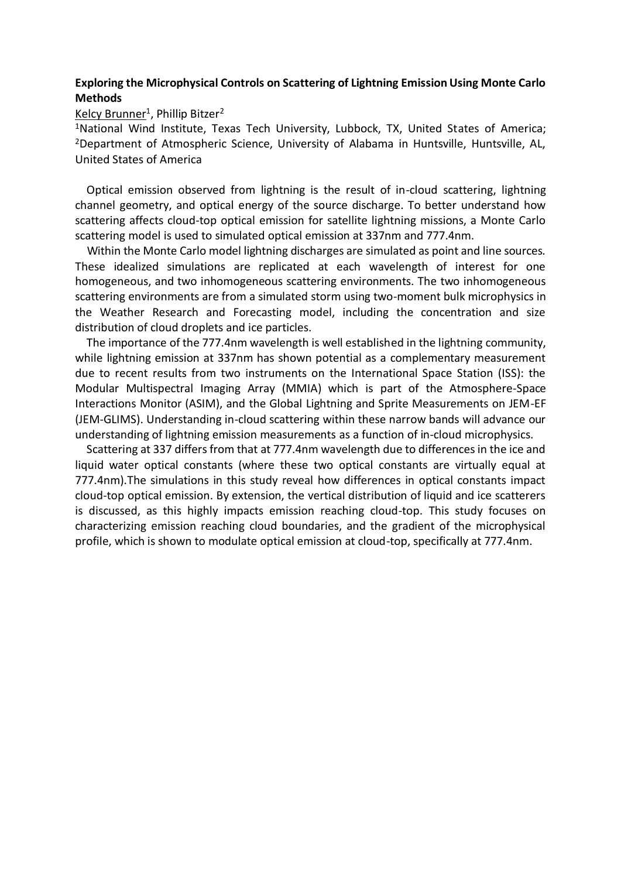**Exploring the Microphysical Controls on Scattering of Lightning Emission Using Monte Carlo Methods**

Kelcy Brunner[1], Phillip Bitzer[2]

[1]National Wind Institute, Texas Tech University, Lubbock, TX, United States of America; [2]Department of Atmospheric Science, University of Alabama in Huntsville, Huntsville, AL, United States of America

Optical emission observed from lightning is the result of in-cloud scattering, lightning channel geometry, and optical energy of the source discharge. To better understand how scattering affects cloud-top optical emission for satellite lightning missions, a Monte Carlo scattering model is used to simulated optical emission at 337nm and 777.4nm.

Within the Monte Carlo model lightning discharges are simulated as point and line sources. These idealized simulations are replicated at each wavelength of interest for one homogeneous, and two inhomogeneous scattering environments. The two inhomogeneous scattering environments are from a simulated storm using two-moment bulk microphysics in the Weather Research and Forecasting model, including the concentration and size distribution of cloud droplets and ice particles.

The importance of the 777.4nm wavelength is well established in the lightning community, while lightning emission at 337nm has shown potential as a complementary measurement due to recent results from two instruments on the International Space Station (ISS): the Modular Multispectral Imaging Array (MMIA) which is part of the Atmosphere-Space Interactions Monitor (ASIM), and the Global Lightning and Sprite Measurements on JEM-EF (JEM-GLIMS). Understanding in-cloud scattering within these narrow bands will advance our understanding of lightning emission measurements as a function of in-cloud microphysics.

Scattering at 337 differs from that at 777.4nm wavelength due to differences in the ice and liquid water optical constants (where these two optical constants are virtually equal at 777.4nm).The simulations in this study reveal how differences in optical constants impact cloud-top optical emission. By extension, the vertical distribution of liquid and ice scatterers is discussed, as this highly impacts emission reaching cloud-top. This study focuses on characterizing emission reaching cloud boundaries, and the gradient of the microphysical profile, which is shown to modulate optical emission at cloud-top, specifically at 777.4nm.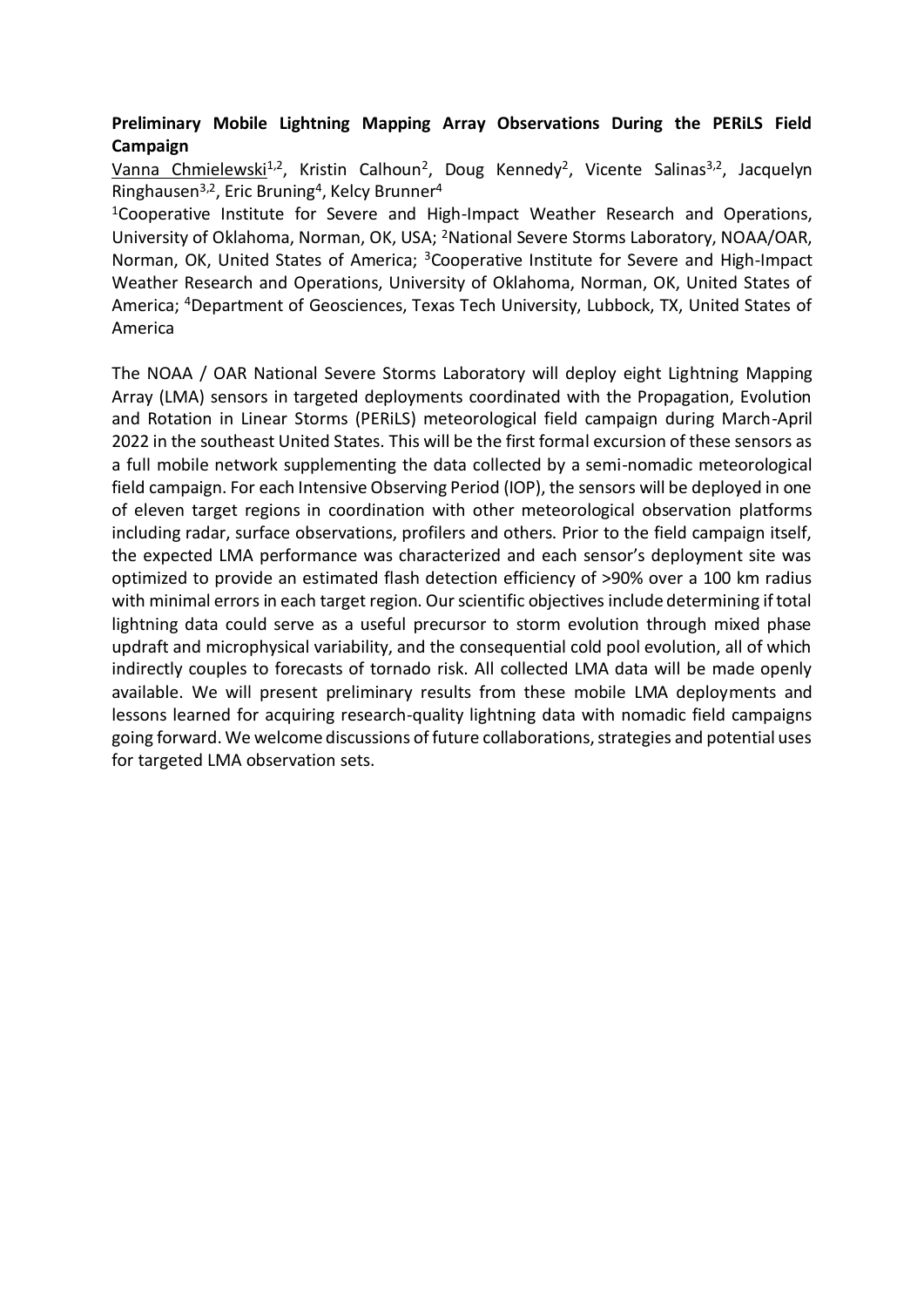**Preliminary Mobile Lightning Mapping Array Observations During the PERiLS Field Campaign**

Vanna Chmielewski[1,2], Kristin Calhoun[2], Doug Kennedy[2], Vicente Salinas[3,2], Jacquelyn Ringhausen[3,2], Eric Bruning[4], Kelcy Brunner[4]

[1]Cooperative Institute for Severe and High-Impact Weather Research and Operations, University of Oklahoma, Norman, OK, USA; [2]National Severe Storms Laboratory, NOAA/OAR, Norman, OK, United States of America; [3]Cooperative Institute for Severe and High-Impact Weather Research and Operations, University of Oklahoma, Norman, OK, United States of America; [4]Department of Geosciences, Texas Tech University, Lubbock, TX, United States of America

The NOAA / OAR National Severe Storms Laboratory will deploy eight Lightning Mapping Array (LMA) sensors in targeted deployments coordinated with the Propagation, Evolution and Rotation in Linear Storms (PERiLS) meteorological field campaign during March-April 2022 in the southeast United States. This will be the first formal excursion of these sensors as a full mobile network supplementing the data collected by a semi-nomadic meteorological field campaign. For each Intensive Observing Period (IOP), the sensors will be deployed in one of eleven target regions in coordination with other meteorological observation platforms including radar, surface observations, profilers and others. Prior to the field campaign itself, the expected LMA performance was characterized and each sensor's deployment site was optimized to provide an estimated flash detection efficiency of >90% over a 100 km radius with minimal errors in each target region. Our scientific objectives include determining if total lightning data could serve as a useful precursor to storm evolution through mixed phase updraft and microphysical variability, and the consequential cold pool evolution, all of which indirectly couples to forecasts of tornado risk. All collected LMA data will be made openly available. We will present preliminary results from these mobile LMA deployments and lessons learned for acquiring research-quality lightning data with nomadic field campaigns going forward. We welcome discussions of future collaborations, strategies and potential uses for targeted LMA observation sets.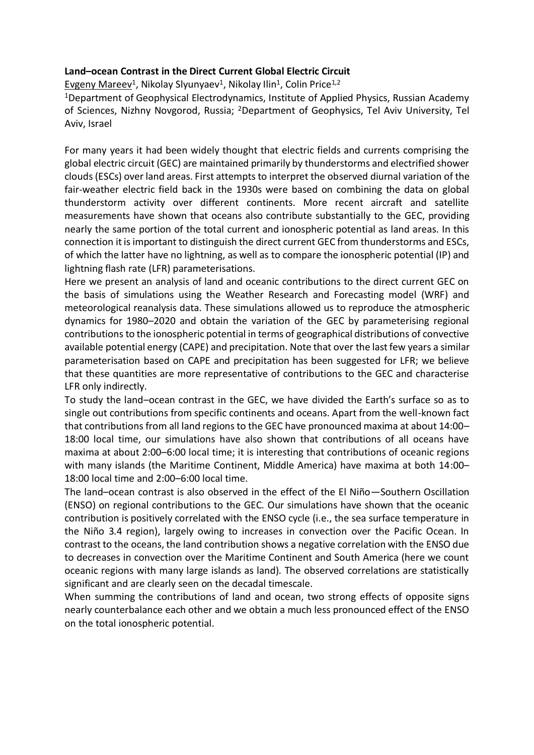**Land–ocean Contrast in the Direct Current Global Electric Circuit**

Evgeny Mareev[1], Nikolay Slyunyaev[1], Nikolay Ilin[1], Colin Price[1,2]

[1]Department of Geophysical Electrodynamics, Institute of Applied Physics, Russian Academy of Sciences, Nizhny Novgorod, Russia; [2]Department of Geophysics, Tel Aviv University, Tel Aviv, Israel

For many years it had been widely thought that electric fields and currents comprising the global electric circuit (GEC) are maintained primarily by thunderstorms and electrified shower clouds (ESCs) over land areas. First attempts to interpret the observed diurnal variation of the fair-weather electric field back in the 1930s were based on combining the data on global thunderstorm activity over different continents. More recent aircraft and satellite measurements have shown that oceans also contribute substantially to the GEC, providing nearly the same portion of the total current and ionospheric potential as land areas. In this connection it is important to distinguish the direct current GEC from thunderstorms and ESCs, of which the latter have no lightning, as well as to compare the ionospheric potential (IP) and lightning flash rate (LFR) parameterisations.

Here we present an analysis of land and oceanic contributions to the direct current GEC on the basis of simulations using the Weather Research and Forecasting model (WRF) and meteorological reanalysis data. These simulations allowed us to reproduce the atmospheric dynamics for 1980–2020 and obtain the variation of the GEC by parameterising regional contributions to the ionospheric potential in terms of geographical distributions of convective available potential energy (CAPE) and precipitation. Note that over the last few years a similar parameterisation based on CAPE and precipitation has been suggested for LFR; we believe that these quantities are more representative of contributions to the GEC and characterise LFR only indirectly.

To study the land–ocean contrast in the GEC, we have divided the Earth's surface so as to single out contributions from specific continents and oceans. Apart from the well-known fact that contributions from all land regions to the GEC have pronounced maxima at about 14:00–18:00 local time, our simulations have also shown that contributions of all oceans have maxima at about 2:00–6:00 local time; it is interesting that contributions of oceanic regions with many islands (the Maritime Continent, Middle America) have maxima at both 14:00–18:00 local time and 2:00–6:00 local time.

The land–ocean contrast is also observed in the effect of the El Niño—Southern Oscillation (ENSO) on regional contributions to the GEC. Our simulations have shown that the oceanic contribution is positively correlated with the ENSO cycle (i.e., the sea surface temperature in the Niño 3.4 region), largely owing to increases in convection over the Pacific Ocean. In contrast to the oceans, the land contribution shows a negative correlation with the ENSO due to decreases in convection over the Maritime Continent and South America (here we count oceanic regions with many large islands as land). The observed correlations are statistically significant and are clearly seen on the decadal timescale.

When summing the contributions of land and ocean, two strong effects of opposite signs nearly counterbalance each other and we obtain a much less pronounced effect of the ENSO on the total ionospheric potential.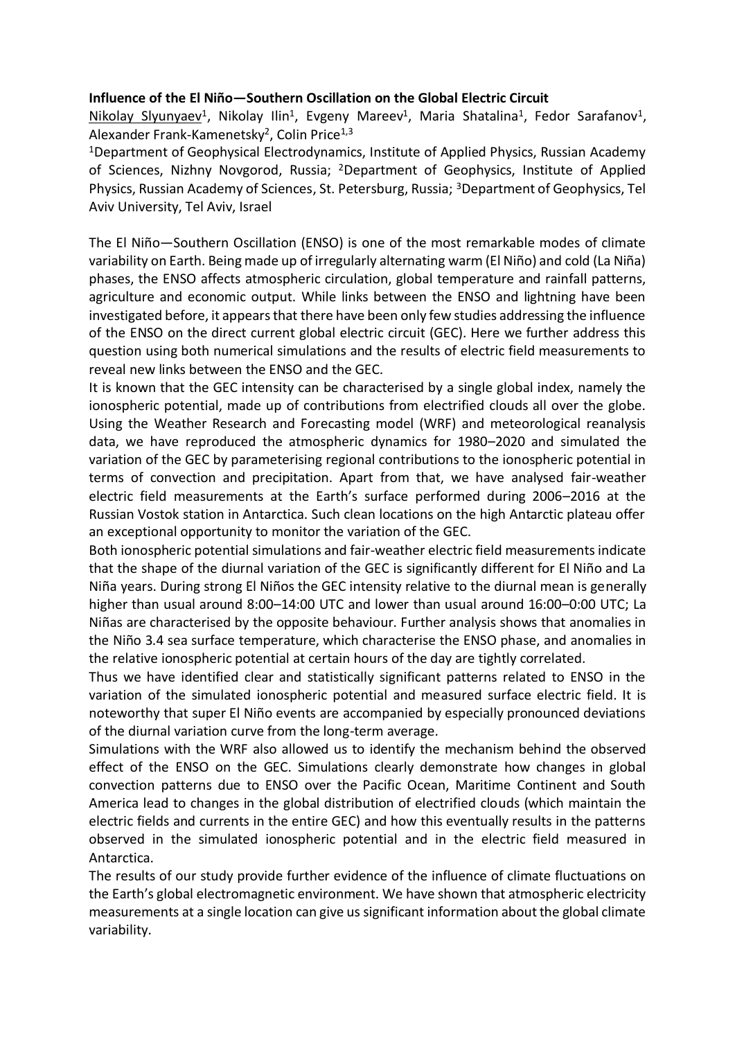**Influence of the El Niño—Southern Oscillation on the Global Electric Circuit**

Nikolay Slyunyaev[1], Nikolay Ilin[1], Evgeny Mareev[1], Maria Shatalina[1], Fedor Sarafanov[1], Alexander Frank-Kamenetsky[2], Colin Price[1,3]

[1]Department of Geophysical Electrodynamics, Institute of Applied Physics, Russian Academy of Sciences, Nizhny Novgorod, Russia; [2]Department of Geophysics, Institute of Applied Physics, Russian Academy of Sciences, St. Petersburg, Russia; [3]Department of Geophysics, Tel Aviv University, Tel Aviv, Israel

The El Niño—Southern Oscillation (ENSO) is one of the most remarkable modes of climate variability on Earth. Being made up of irregularly alternating warm (El Niño) and cold (La Niña) phases, the ENSO affects atmospheric circulation, global temperature and rainfall patterns, agriculture and economic output. While links between the ENSO and lightning have been investigated before, it appears that there have been only few studies addressing the influence of the ENSO on the direct current global electric circuit (GEC). Here we further address this question using both numerical simulations and the results of electric field measurements to reveal new links between the ENSO and the GEC.

It is known that the GEC intensity can be characterised by a single global index, namely the ionospheric potential, made up of contributions from electrified clouds all over the globe. Using the Weather Research and Forecasting model (WRF) and meteorological reanalysis data, we have reproduced the atmospheric dynamics for 1980–2020 and simulated the variation of the GEC by parameterising regional contributions to the ionospheric potential in terms of convection and precipitation. Apart from that, we have analysed fair-weather electric field measurements at the Earth's surface performed during 2006–2016 at the Russian Vostok station in Antarctica. Such clean locations on the high Antarctic plateau offer an exceptional opportunity to monitor the variation of the GEC.

Both ionospheric potential simulations and fair-weather electric field measurements indicate that the shape of the diurnal variation of the GEC is significantly different for El Niño and La Niña years. During strong El Niños the GEC intensity relative to the diurnal mean is generally higher than usual around 8:00–14:00 UTC and lower than usual around 16:00–0:00 UTC; La Niñas are characterised by the opposite behaviour. Further analysis shows that anomalies in the Niño 3.4 sea surface temperature, which characterise the ENSO phase, and anomalies in the relative ionospheric potential at certain hours of the day are tightly correlated.

Thus we have identified clear and statistically significant patterns related to ENSO in the variation of the simulated ionospheric potential and measured surface electric field. It is noteworthy that super El Niño events are accompanied by especially pronounced deviations of the diurnal variation curve from the long-term average.

Simulations with the WRF also allowed us to identify the mechanism behind the observed effect of the ENSO on the GEC. Simulations clearly demonstrate how changes in global convection patterns due to ENSO over the Pacific Ocean, Maritime Continent and South America lead to changes in the global distribution of electrified clouds (which maintain the electric fields and currents in the entire GEC) and how this eventually results in the patterns observed in the simulated ionospheric potential and in the electric field measured in Antarctica.

The results of our study provide further evidence of the influence of climate fluctuations on the Earth's global electromagnetic environment. We have shown that atmospheric electricity measurements at a single location can give us significant information about the global climate variability.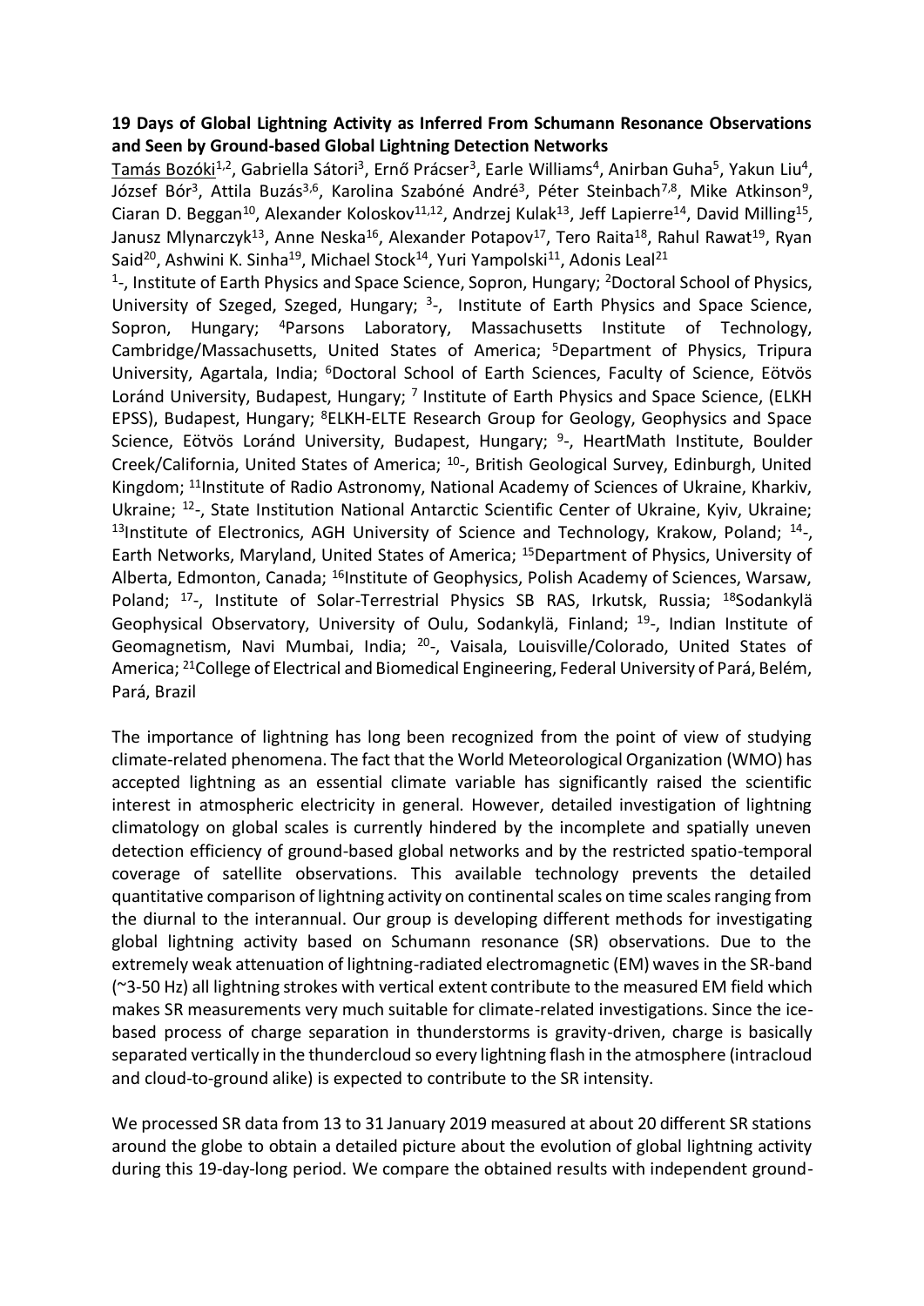**19 Days of Global Lightning Activity as Inferred From Schumann Resonance Observations and Seen by Ground-based Global Lightning Detection Networks**

Tamás Bozóki[1,2], Gabriella Sátori[3], Ernő Prácser[3], Earle Williams[4], Anirban Guha[5], Yakun Liu[4], József Bór[3], Attila Buzás[3,6], Karolina Szabóné André[3], Péter Steinbach[7,8], Mike Atkinson[9], Ciaran D. Beggan[10], Alexander Koloskov[11,12], Andrzej Kulak[13], Jeff Lapierre[14], David Milling[15], Janusz Mlynarczyk[13], Anne Neska[16], Alexander Potapov[17], Tero Raita[18], Rahul Rawat[19], Ryan Said[20], Ashwini K. Sinha[19], Michael Stock[14], Yuri Yampolski[11], Adonis Leal[21]

[1]-, Institute of Earth Physics and Space Science, Sopron, Hungary; [2]Doctoral School of Physics, University of Szeged, Szeged, Hungary; [3]-, Institute of Earth Physics and Space Science, Sopron, Hungary; [4]Parsons Laboratory, Massachusetts Institute of Technology, Cambridge/Massachusetts, United States of America; [5]Department of Physics, Tripura University, Agartala, India; [6]Doctoral School of Earth Sciences, Faculty of Science, Eötvös Loránd University, Budapest, Hungary; [7] Institute of Earth Physics and Space Science, (ELKH EPSS), Budapest, Hungary; [8]ELKH-ELTE Research Group for Geology, Geophysics and Space Science, Eötvös Loránd University, Budapest, Hungary; [9]-, HeartMath Institute, Boulder Creek/California, United States of America; [10]-, British Geological Survey, Edinburgh, United Kingdom; [11]Institute of Radio Astronomy, National Academy of Sciences of Ukraine, Kharkiv, Ukraine; [12]-, State Institution National Antarctic Scientific Center of Ukraine, Kyiv, Ukraine; [13]Institute of Electronics, AGH University of Science and Technology, Krakow, Poland; [14]-, Earth Networks, Maryland, United States of America; [15]Department of Physics, University of Alberta, Edmonton, Canada; [16]Institute of Geophysics, Polish Academy of Sciences, Warsaw, Poland; [17]-, Institute of Solar-Terrestrial Physics SB RAS, Irkutsk, Russia; [18]Sodankylä Geophysical Observatory, University of Oulu, Sodankylä, Finland; [19]-, Indian Institute of Geomagnetism, Navi Mumbai, India; [20]-, Vaisala, Louisville/Colorado, United States of America; [21]College of Electrical and Biomedical Engineering, Federal University of Pará, Belém, Pará, Brazil

The importance of lightning has long been recognized from the point of view of studying climate-related phenomena. The fact that the World Meteorological Organization (WMO) has accepted lightning as an essential climate variable has significantly raised the scientific interest in atmospheric electricity in general. However, detailed investigation of lightning climatology on global scales is currently hindered by the incomplete and spatially uneven detection efficiency of ground-based global networks and by the restricted spatio-temporal coverage of satellite observations. This available technology prevents the detailed quantitative comparison of lightning activity on continental scales on time scales ranging from the diurnal to the interannual. Our group is developing different methods for investigating global lightning activity based on Schumann resonance (SR) observations. Due to the extremely weak attenuation of lightning-radiated electromagnetic (EM) waves in the SR-band (~3-50 Hz) all lightning strokes with vertical extent contribute to the measured EM field which makes SR measurements very much suitable for climate-related investigations. Since the ice-based process of charge separation in thunderstorms is gravity-driven, charge is basically separated vertically in the thundercloud so every lightning flash in the atmosphere (intracloud and cloud-to-ground alike) is expected to contribute to the SR intensity.

We processed SR data from 13 to 31 January 2019 measured at about 20 different SR stations around the globe to obtain a detailed picture about the evolution of global lightning activity during this 19-day-long period. We compare the obtained results with independent ground-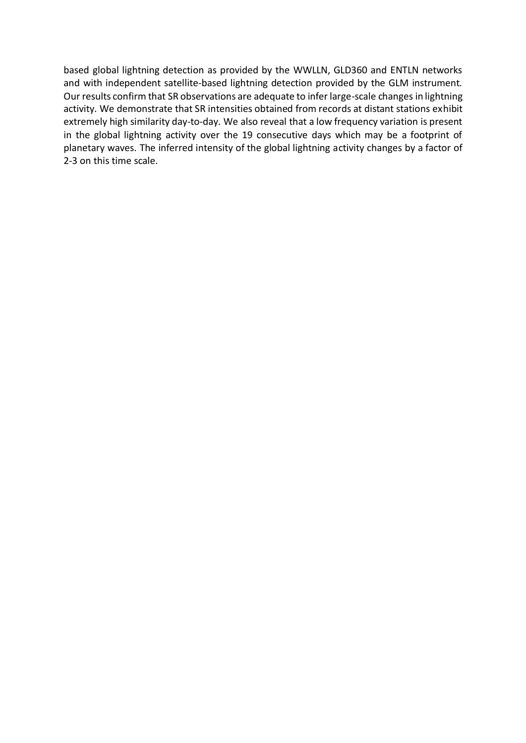based global lightning detection as provided by the WWLLN, GLD360 and ENTLN networks and with independent satellite-based lightning detection provided by the GLM instrument. Our results confirm that SR observations are adequate to infer large-scale changes in lightning activity. We demonstrate that SR intensities obtained from records at distant stations exhibit extremely high similarity day-to-day. We also reveal that a low frequency variation is present in the global lightning activity over the 19 consecutive days which may be a footprint of planetary waves. The inferred intensity of the global lightning activity changes by a factor of 2-3 on this time scale.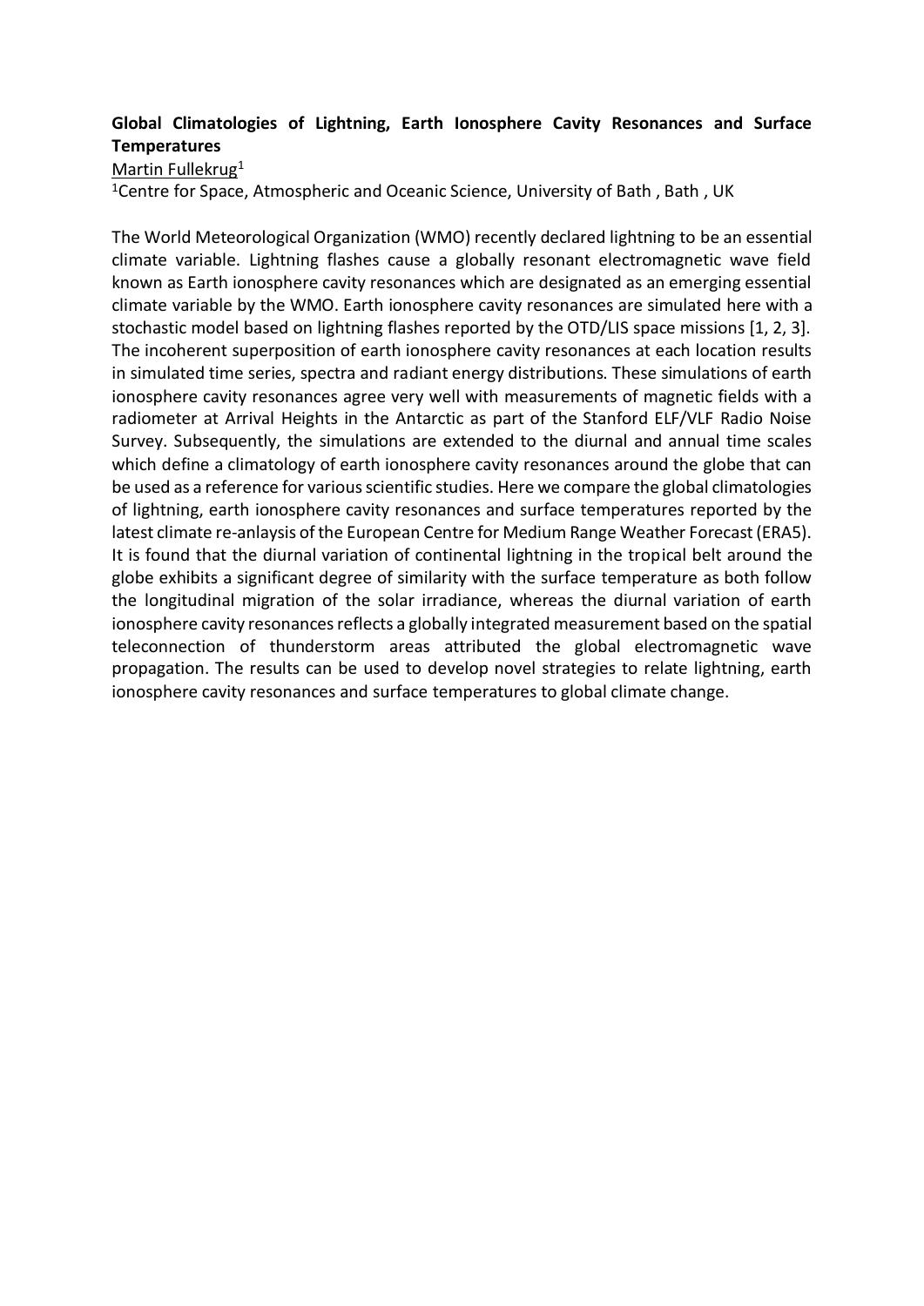**Global Climatologies of Lightning, Earth Ionosphere Cavity Resonances and Surface Temperatures**

Martin Fullekrug[1]

[1]Centre for Space, Atmospheric and Oceanic Science, University of Bath , Bath , UK

The World Meteorological Organization (WMO) recently declared lightning to be an essential climate variable. Lightning flashes cause a globally resonant electromagnetic wave field known as Earth ionosphere cavity resonances which are designated as an emerging essential climate variable by the WMO. Earth ionosphere cavity resonances are simulated here with a stochastic model based on lightning flashes reported by the OTD/LIS space missions [1, 2, 3]. The incoherent superposition of earth ionosphere cavity resonances at each location results in simulated time series, spectra and radiant energy distributions. These simulations of earth ionosphere cavity resonances agree very well with measurements of magnetic fields with a radiometer at Arrival Heights in the Antarctic as part of the Stanford ELF/VLF Radio Noise Survey. Subsequently, the simulations are extended to the diurnal and annual time scales which define a climatology of earth ionosphere cavity resonances around the globe that can be used as a reference for various scientific studies. Here we compare the global climatologies of lightning, earth ionosphere cavity resonances and surface temperatures reported by the latest climate re-anlaysis of the European Centre for Medium Range Weather Forecast (ERA5). It is found that the diurnal variation of continental lightning in the tropical belt around the globe exhibits a significant degree of similarity with the surface temperature as both follow the longitudinal migration of the solar irradiance, whereas the diurnal variation of earth ionosphere cavity resonances reflects a globally integrated measurement based on the spatial teleconnection of thunderstorm areas attributed the global electromagnetic wave propagation. The results can be used to develop novel strategies to relate lightning, earth ionosphere cavity resonances and surface temperatures to global climate change.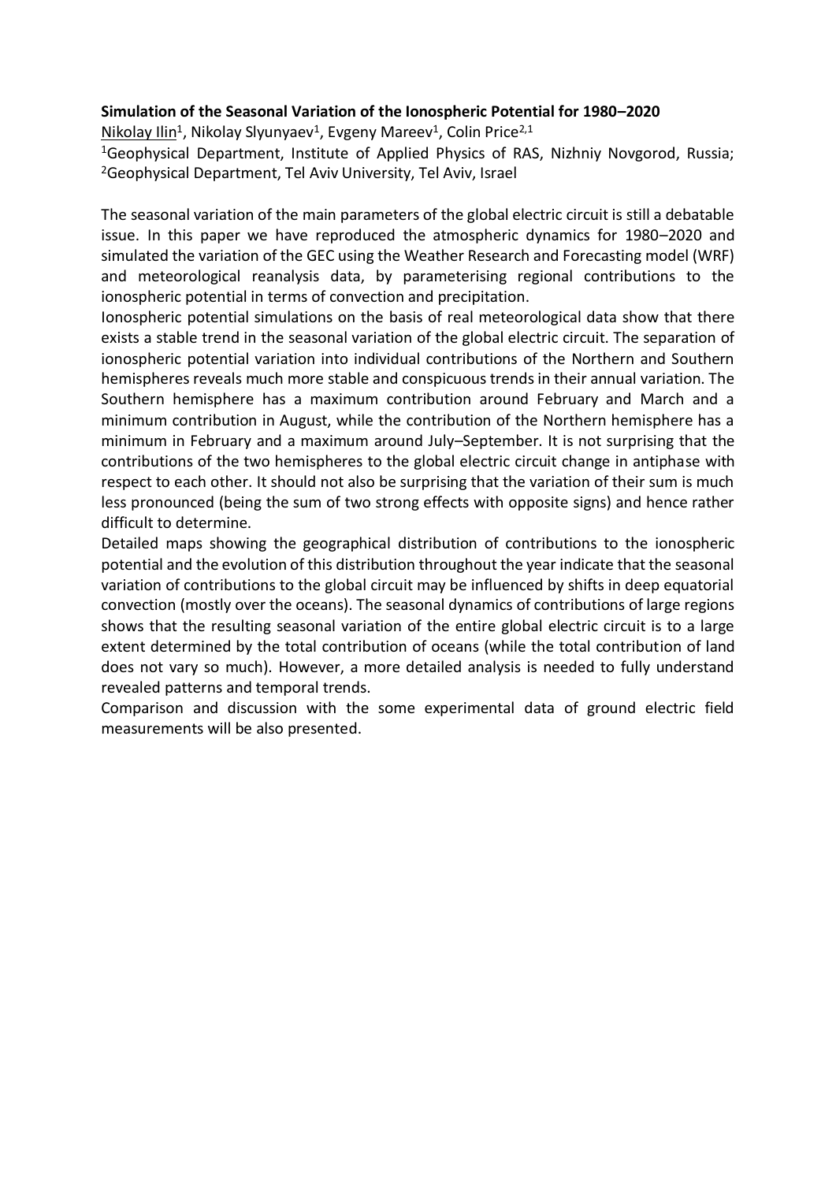**Simulation of the Seasonal Variation of the Ionospheric Potential for 1980–2020**

Nikolay Ilin[1], Nikolay Slyunyaev[1], Evgeny Mareev[1], Colin Price[2,1]

[1]Geophysical Department, Institute of Applied Physics of RAS, Nizhniy Novgorod, Russia; [2]Geophysical Department, Tel Aviv University, Tel Aviv, Israel

The seasonal variation of the main parameters of the global electric circuit is still a debatable issue. In this paper we have reproduced the atmospheric dynamics for 1980–2020 and simulated the variation of the GEC using the Weather Research and Forecasting model (WRF) and meteorological reanalysis data, by parameterising regional contributions to the ionospheric potential in terms of convection and precipitation.

Ionospheric potential simulations on the basis of real meteorological data show that there exists a stable trend in the seasonal variation of the global electric circuit. The separation of ionospheric potential variation into individual contributions of the Northern and Southern hemispheres reveals much more stable and conspicuous trends in their annual variation. The Southern hemisphere has a maximum contribution around February and March and a minimum contribution in August, while the contribution of the Northern hemisphere has a minimum in February and a maximum around July–September. It is not surprising that the contributions of the two hemispheres to the global electric circuit change in antiphase with respect to each other. It should not also be surprising that the variation of their sum is much less pronounced (being the sum of two strong effects with opposite signs) and hence rather difficult to determine.

Detailed maps showing the geographical distribution of contributions to the ionospheric potential and the evolution of this distribution throughout the year indicate that the seasonal variation of contributions to the global circuit may be influenced by shifts in deep equatorial convection (mostly over the oceans). The seasonal dynamics of contributions of large regions shows that the resulting seasonal variation of the entire global electric circuit is to a large extent determined by the total contribution of oceans (while the total contribution of land does not vary so much). However, a more detailed analysis is needed to fully understand revealed patterns and temporal trends.

Comparison and discussion with the some experimental data of ground electric field measurements will be also presented.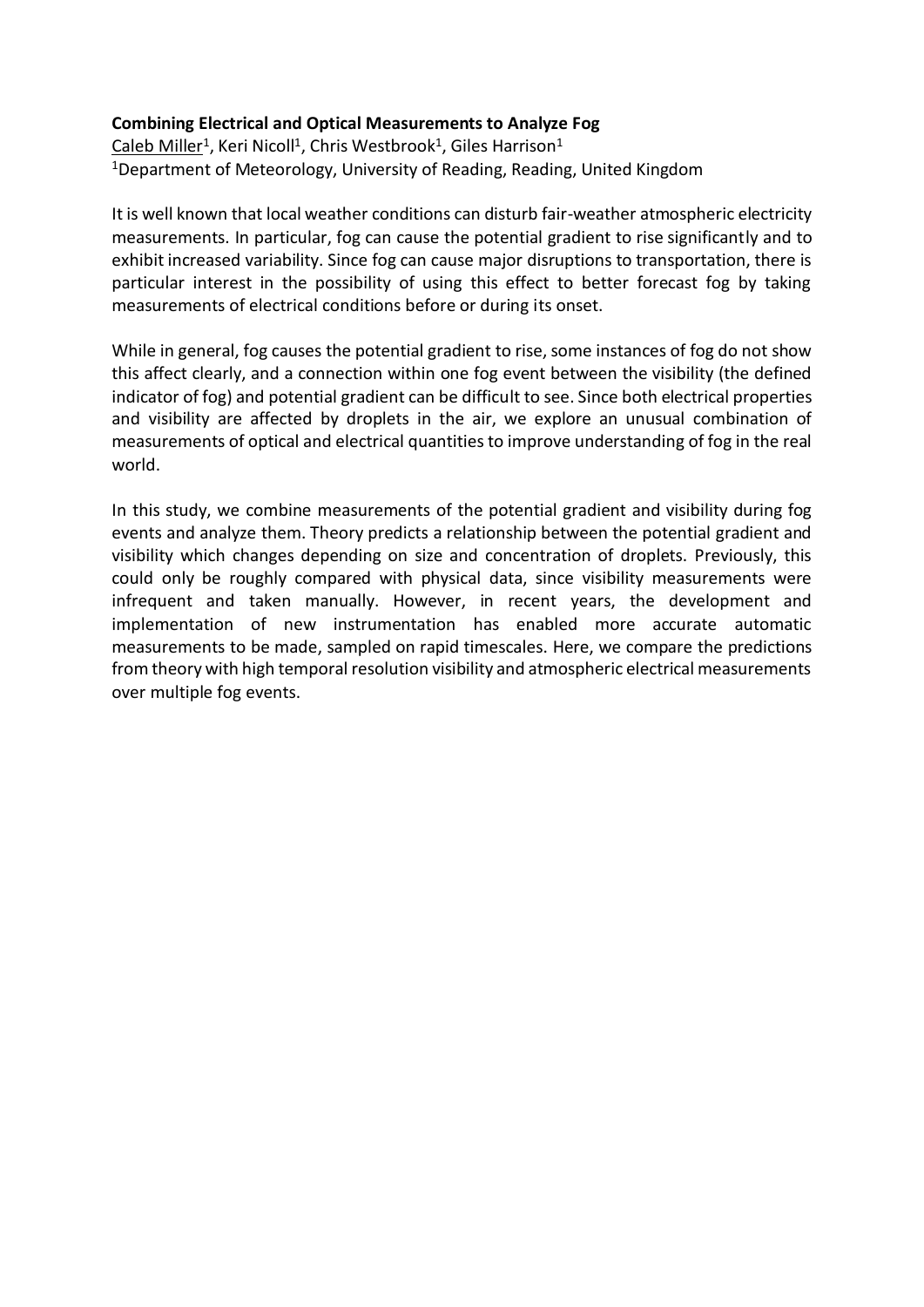**Combining Electrical and Optical Measurements to Analyze Fog**

Caleb Miller[1], Keri Nicoll[1], Chris Westbrook[1], Giles Harrison[1]

[1]Department of Meteorology, University of Reading, Reading, United Kingdom

It is well known that local weather conditions can disturb fair-weather atmospheric electricity measurements. In particular, fog can cause the potential gradient to rise significantly and to exhibit increased variability. Since fog can cause major disruptions to transportation, there is particular interest in the possibility of using this effect to better forecast fog by taking measurements of electrical conditions before or during its onset.

While in general, fog causes the potential gradient to rise, some instances of fog do not show this affect clearly, and a connection within one fog event between the visibility (the defined indicator of fog) and potential gradient can be difficult to see. Since both electrical properties and visibility are affected by droplets in the air, we explore an unusual combination of measurements of optical and electrical quantities to improve understanding of fog in the real world.

In this study, we combine measurements of the potential gradient and visibility during fog events and analyze them. Theory predicts a relationship between the potential gradient and visibility which changes depending on size and concentration of droplets. Previously, this could only be roughly compared with physical data, since visibility measurements were infrequent and taken manually. However, in recent years, the development and implementation of new instrumentation has enabled more accurate automatic measurements to be made, sampled on rapid timescales. Here, we compare the predictions from theory with high temporal resolution visibility and atmospheric electrical measurements over multiple fog events.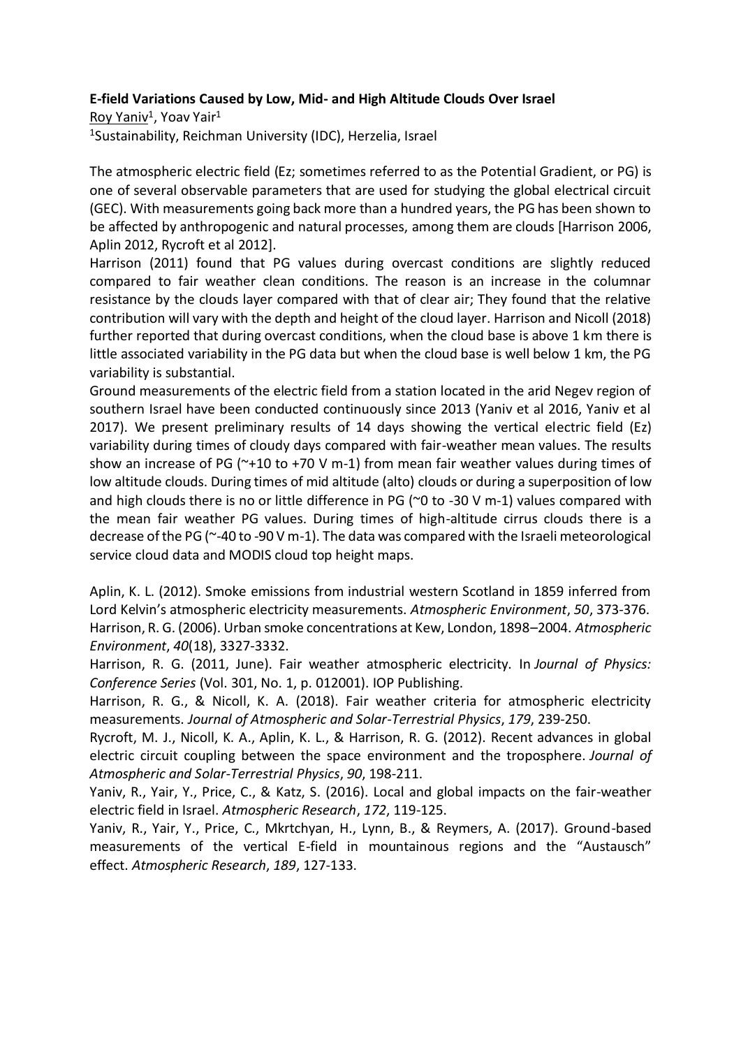**E-field Variations Caused by Low, Mid- and High Altitude Clouds Over Israel**

Roy Yaniv[1], Yoav Yair[1]

[1]Sustainability, Reichman University (IDC), Herzelia, Israel

The atmospheric electric field (Ez; sometimes referred to as the Potential Gradient, or PG) is one of several observable parameters that are used for studying the global electrical circuit (GEC). With measurements going back more than a hundred years, the PG has been shown to be affected by anthropogenic and natural processes, among them are clouds [Harrison 2006, Aplin 2012, Rycroft et al 2012].

Harrison (2011) found that PG values during overcast conditions are slightly reduced compared to fair weather clean conditions. The reason is an increase in the columnar resistance by the clouds layer compared with that of clear air; They found that the relative contribution will vary with the depth and height of the cloud layer. Harrison and Nicoll (2018) further reported that during overcast conditions, when the cloud base is above 1 km there is little associated variability in the PG data but when the cloud base is well below 1 km, the PG variability is substantial.

Ground measurements of the electric field from a station located in the arid Negev region of southern Israel have been conducted continuously since 2013 (Yaniv et al 2016, Yaniv et al 2017). We present preliminary results of 14 days showing the vertical electric field (Ez) variability during times of cloudy days compared with fair-weather mean values. The results show an increase of PG (~+10 to +70 V m-1) from mean fair weather values during times of low altitude clouds. During times of mid altitude (alto) clouds or during a superposition of low and high clouds there is no or little difference in PG (~0 to -30 V m-1) values compared with the mean fair weather PG values. During times of high-altitude cirrus clouds there is a decrease of the PG (~-40 to -90 V m-1). The data was compared with the Israeli meteorological service cloud data and MODIS cloud top height maps.

Aplin, K. L. (2012). Smoke emissions from industrial western Scotland in 1859 inferred from Lord Kelvin's atmospheric electricity measurements. *Atmospheric Environment*, *50*, 373-376.

Harrison, R. G. (2006). Urban smoke concentrations at Kew, London, 1898–2004. *Atmospheric Environment*, *40*(18), 3327-3332.

Harrison, R. G. (2011, June). Fair weather atmospheric electricity. In *Journal of Physics: Conference Series* (Vol. 301, No. 1, p. 012001). IOP Publishing.

Harrison, R. G., & Nicoll, K. A. (2018). Fair weather criteria for atmospheric electricity measurements. *Journal of Atmospheric and Solar-Terrestrial Physics*, *179*, 239-250.

Rycroft, M. J., Nicoll, K. A., Aplin, K. L., & Harrison, R. G. (2012). Recent advances in global electric circuit coupling between the space environment and the troposphere. *Journal of Atmospheric and Solar-Terrestrial Physics*, *90*, 198-211.

Yaniv, R., Yair, Y., Price, C., & Katz, S. (2016). Local and global impacts on the fair-weather electric field in Israel. *Atmospheric Research*, *172*, 119-125.

Yaniv, R., Yair, Y., Price, C., Mkrtchyan, H., Lynn, B., & Reymers, A. (2017). Ground-based measurements of the vertical E-field in mountainous regions and the "Austausch" effect. *Atmospheric Research*, *189*, 127-133.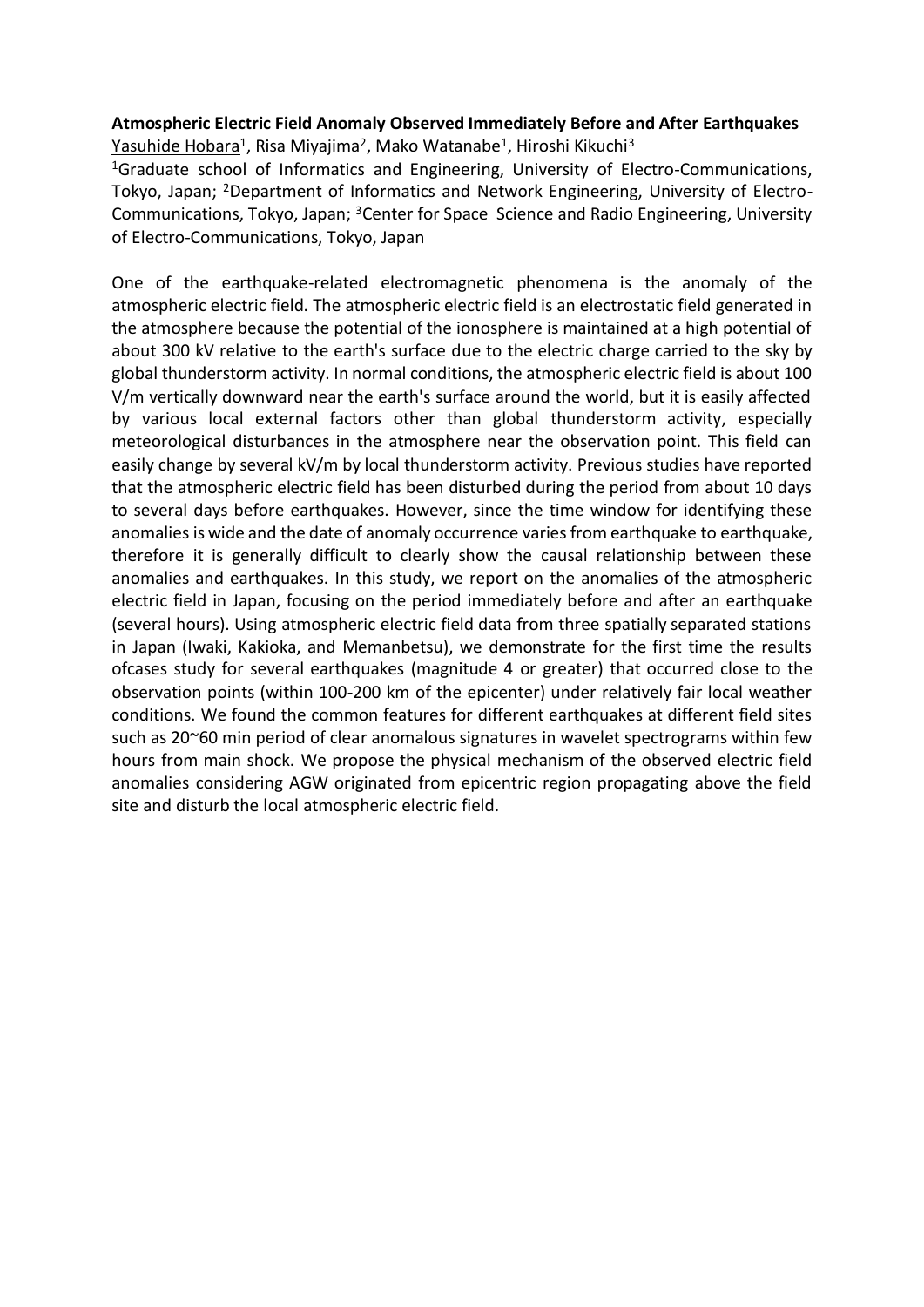**Atmospheric Electric Field Anomaly Observed Immediately Before and After Earthquakes**

Yasuhide Hobara[1], Risa Miyajima[2], Mako Watanabe[1], Hiroshi Kikuchi[3]

[1]Graduate school of Informatics and Engineering, University of Electro-Communications, Tokyo, Japan; [2]Department of Informatics and Network Engineering, University of Electro-Communications, Tokyo, Japan; [3]Center for Space Science and Radio Engineering, University of Electro-Communications, Tokyo, Japan

One of the earthquake-related electromagnetic phenomena is the anomaly of the atmospheric electric field. The atmospheric electric field is an electrostatic field generated in the atmosphere because the potential of the ionosphere is maintained at a high potential of about 300 kV relative to the earth's surface due to the electric charge carried to the sky by global thunderstorm activity. In normal conditions, the atmospheric electric field is about 100 V/m vertically downward near the earth's surface around the world, but it is easily affected by various local external factors other than global thunderstorm activity, especially meteorological disturbances in the atmosphere near the observation point. This field can easily change by several kV/m by local thunderstorm activity. Previous studies have reported that the atmospheric electric field has been disturbed during the period from about 10 days to several days before earthquakes. However, since the time window for identifying these anomalies is wide and the date of anomaly occurrence varies from earthquake to earthquake, therefore it is generally difficult to clearly show the causal relationship between these anomalies and earthquakes. In this study, we report on the anomalies of the atmospheric electric field in Japan, focusing on the period immediately before and after an earthquake (several hours). Using atmospheric electric field data from three spatially separated stations in Japan (Iwaki, Kakioka, and Memanbetsu), we demonstrate for the first time the results ofcases study for several earthquakes (magnitude 4 or greater) that occurred close to the observation points (within 100-200 km of the epicenter) under relatively fair local weather conditions. We found the common features for different earthquakes at different field sites such as 20~60 min period of clear anomalous signatures in wavelet spectrograms within few hours from main shock. We propose the physical mechanism of the observed electric field anomalies considering AGW originated from epicentric region propagating above the field site and disturb the local atmospheric electric field.